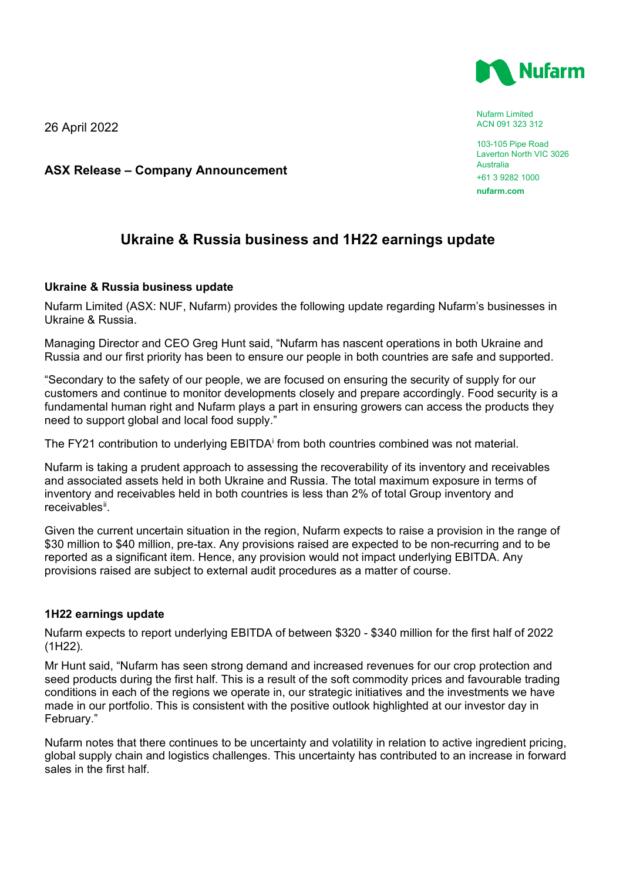Nufarm Limited
ACN 091 323 312

103-105 Pipe Road
Laverton North VIC 3026
Australia
+61 3 9282 1000
nufarm.com

26 April 2022

**ASX Release – Company Announcement**

# Ukraine & Russia business and 1H22 earnings update

## Ukraine & Russia business update

Nufarm Limited (ASX: NUF, Nufarm) provides the following update regarding Nufarm's businesses in Ukraine & Russia.

Managing Director and CEO Greg Hunt said, "Nufarm has nascent operations in both Ukraine and Russia and our first priority has been to ensure our people in both countries are safe and supported.

"Secondary to the safety of our people, we are focused on ensuring the security of supply for our customers and continue to monitor developments closely and prepare accordingly. Food security is a fundamental human right and Nufarm plays a part in ensuring growers can access the products they need to support global and local food supply."

The FY21 contribution to underlying EBITDA[i] from both countries combined was not material.

Nufarm is taking a prudent approach to assessing the recoverability of its inventory and receivables and associated assets held in both Ukraine and Russia. The total maximum exposure in terms of inventory and receivables held in both countries is less than 2% of total Group inventory and receivables[ii].

Given the current uncertain situation in the region, Nufarm expects to raise a provision in the range of $30 million to $40 million, pre-tax. Any provisions raised are expected to be non-recurring and to be reported as a significant item. Hence, any provision would not impact underlying EBITDA. Any provisions raised are subject to external audit procedures as a matter of course.

## 1H22 earnings update

Nufarm expects to report underlying EBITDA of between $320 - $340 million for the first half of 2022 (1H22).

Mr Hunt said, "Nufarm has seen strong demand and increased revenues for our crop protection and seed products during the first half. This is a result of the soft commodity prices and favourable trading conditions in each of the regions we operate in, our strategic initiatives and the investments we have made in our portfolio. This is consistent with the positive outlook highlighted at our investor day in February."

Nufarm notes that there continues to be uncertainty and volatility in relation to active ingredient pricing, global supply chain and logistics challenges. This uncertainty has contributed to an increase in forward sales in the first half.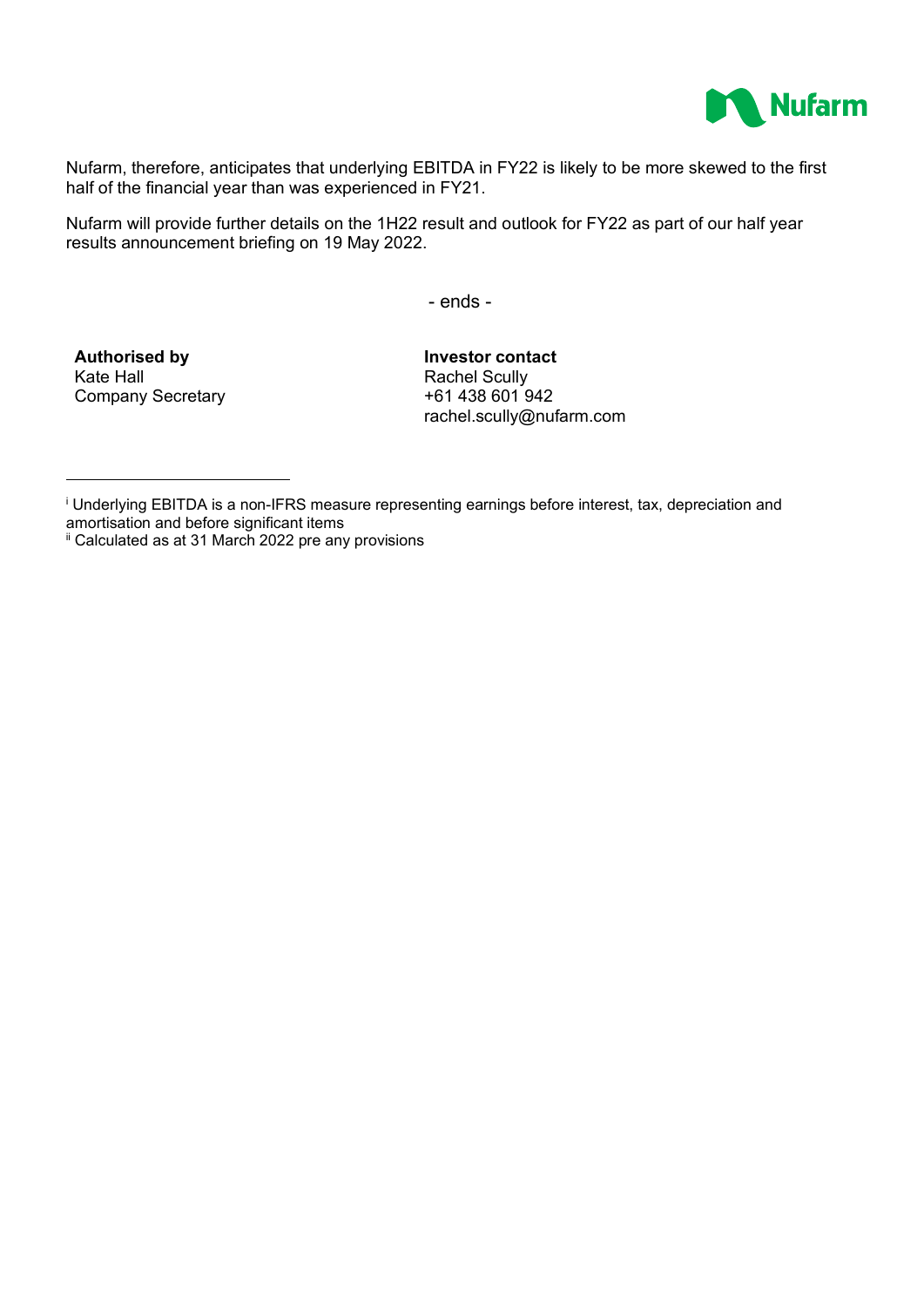Nufarm, therefore, anticipates that underlying EBITDA in FY22 is likely to be more skewed to the first half of the financial year than was experienced in FY21.

Nufarm will provide further details on the 1H22 result and outlook for FY22 as part of our half year results announcement briefing on 19 May 2022.

- ends -

**Authorised by**
Kate Hall
Company Secretary

**Investor contact**
Rachel Scully
+61 438 601 942
rachel.scully@nufarm.com

---

[i] Underlying EBITDA is a non-IFRS measure representing earnings before interest, tax, depreciation and amortisation and before significant items

[ii] Calculated as at 31 March 2022 pre any provisions